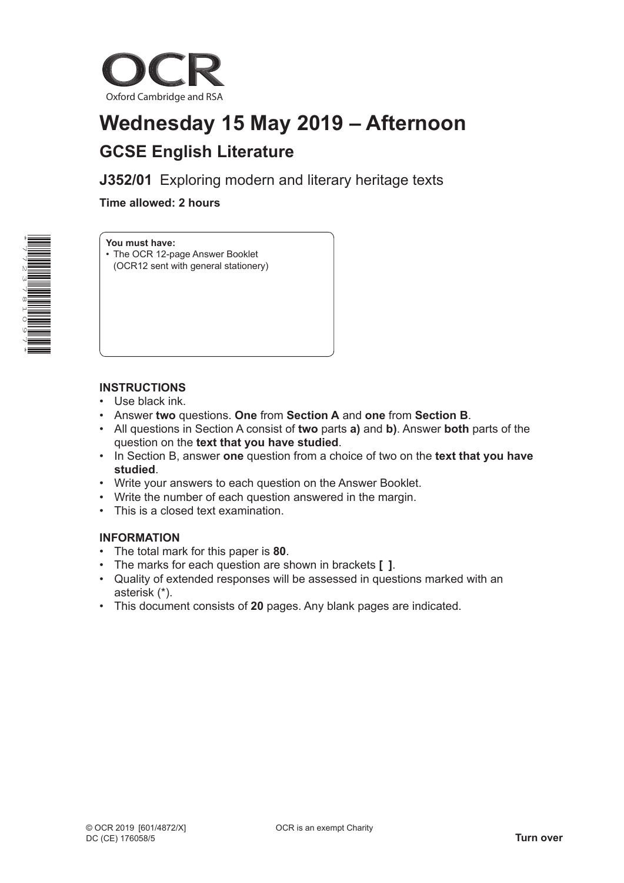OCR

Oxford Cambridge and RSA

# Wednesday 15 May 2019 – Afternoon

## GCSE English Literature

**J352/01** Exploring modern and literary heritage texts

**Time allowed: 2 hours**

*7723781097*

**You must have:**
- The OCR 12-page Answer Booklet (OCR12 sent with general stationery)

**INSTRUCTIONS**

- Use black ink.
- Answer **two** questions. **One** from **Section A** and **one** from **Section B**.
- All questions in Section A consist of **two** parts **a)** and **b)**. Answer **both** parts of the question on the **text that you have studied**.
- In Section B, answer **one** question from a choice of two on the **text that you have studied**.
- Write your answers to each question on the Answer Booklet.
- Write the number of each question answered in the margin.
- This is a closed text examination.

**INFORMATION**

- The total mark for this paper is **80**.
- The marks for each question are shown in brackets **[ ]**.
- Quality of extended responses will be assessed in questions marked with an asterisk (*).
- This document consists of **20** pages. Any blank pages are indicated.

© OCR 2019 [601/4872/X]
DC (CE) 176058/5

OCR is an exempt Charity

**Turn over**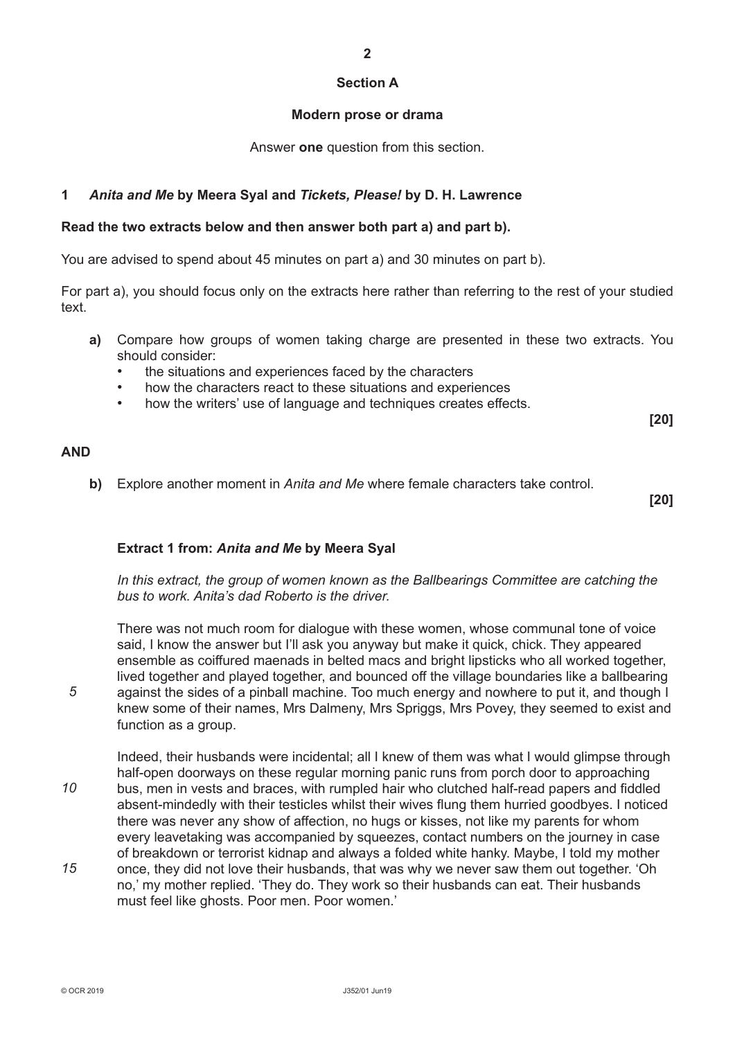## Section A

### Modern prose or drama

Answer **one** question from this section.

**1** ***Anita and Me*** **by Meera Syal and** ***Tickets, Please!*** **by D. H. Lawrence**

**Read the two extracts below and then answer both part a) and part b).**

You are advised to spend about 45 minutes on part a) and 30 minutes on part b).

For part a), you should focus only on the extracts here rather than referring to the rest of your studied text.

**a)** Compare how groups of women taking charge are presented in these two extracts. You should consider:

- the situations and experiences faced by the characters
- how the characters react to these situations and experiences
- how the writers' use of language and techniques creates effects.

**[20]**

**AND**

**b)** Explore another moment in *Anita and Me* where female characters take control.

**[20]**

**Extract 1 from: *Anita and Me* by Meera Syal**

*In this extract, the group of women known as the Ballbearings Committee are catching the bus to work. Anita's dad Roberto is the driver.*

There was not much room for dialogue with these women, whose communal tone of voice said, I know the answer but I'll ask you anyway but make it quick, chick. They appeared ensemble as coiffured maenads in belted macs and bright lipsticks who all worked together, lived together and played together, and bounced off the village boundaries like a ballbearing against the sides of a pinball machine. Too much energy and nowhere to put it, and though I knew some of their names, Mrs Dalmeny, Mrs Spriggs, Mrs Povey, they seemed to exist and function as a group. *5*

Indeed, their husbands were incidental; all I knew of them was what I would glimpse through half-open doorways on these regular morning panic runs from porch door to approaching bus, men in vests and braces, with rumpled hair who clutched half-read papers and fiddled absent-mindedly with their testicles whilst their wives flung them hurried goodbyes. I noticed there was never any show of affection, no hugs or kisses, not like my parents for whom every leavetaking was accompanied by squeezes, contact numbers on the journey in case of breakdown or terrorist kidnap and always a folded white hanky. Maybe, I told my mother once, they did not love their husbands, that was why we never saw them out together. 'Oh no,' my mother replied. 'They do. They work so their husbands can eat. Their husbands must feel like ghosts. Poor men. Poor women.' *10* *15*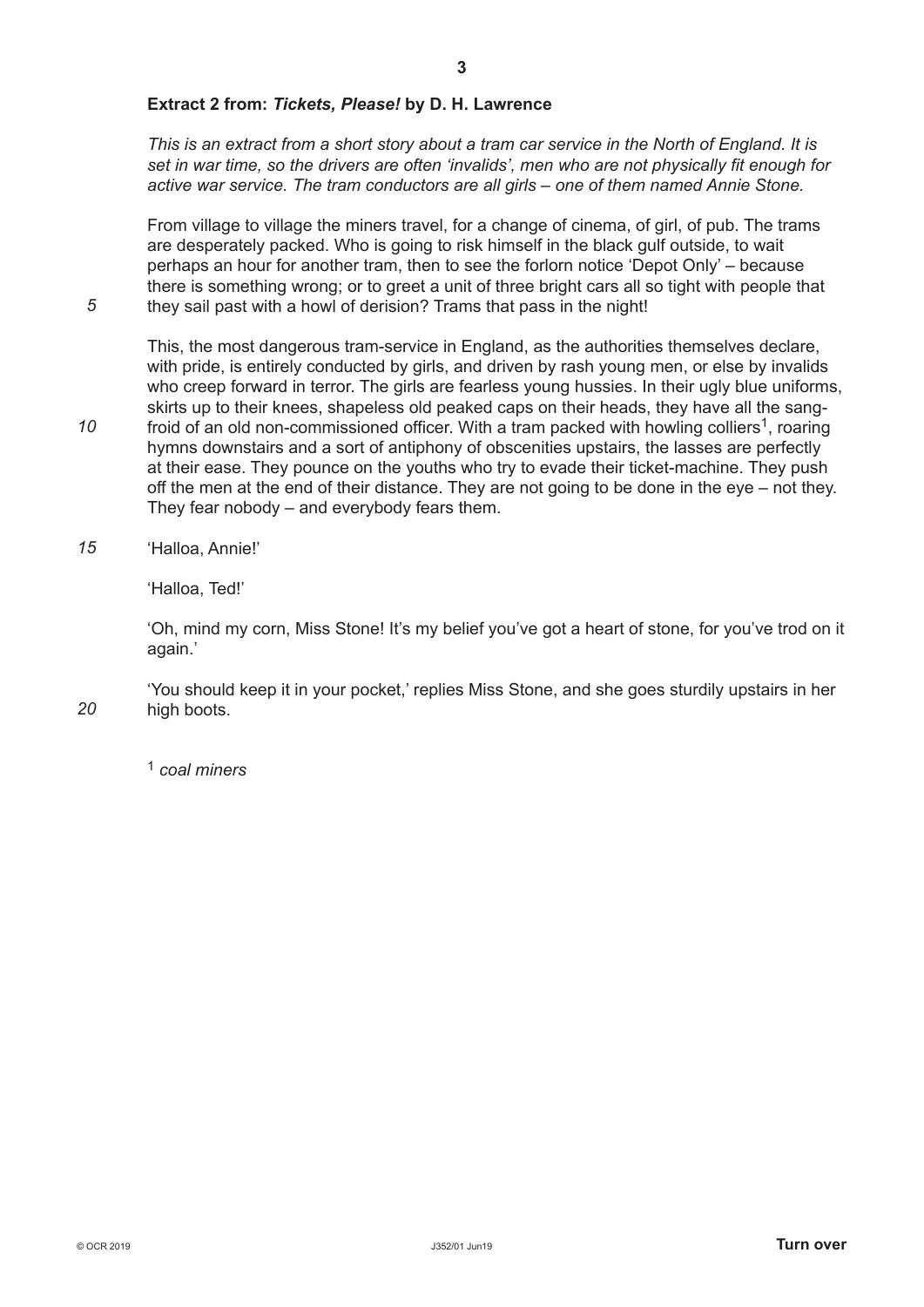**Extract 2 from: *Tickets, Please!* by D. H. Lawrence**

*This is an extract from a short story about a tram car service in the North of England. It is set in war time, so the drivers are often 'invalids', men who are not physically fit enough for active war service. The tram conductors are all girls – one of them named Annie Stone.*

From village to village the miners travel, for a change of cinema, of girl, of pub. The trams are desperately packed. Who is going to risk himself in the black gulf outside, to wait perhaps an hour for another tram, then to see the forlorn notice 'Depot Only' – because there is something wrong; or to greet a unit of three bright cars all so tight with people that they sail past with a howl of derision? Trams that pass in the night!

This, the most dangerous tram-service in England, as the authorities themselves declare, with pride, is entirely conducted by girls, and driven by rash young men, or else by invalids who creep forward in terror. The girls are fearless young hussies. In their ugly blue uniforms, skirts up to their knees, shapeless old peaked caps on their heads, they have all the sang-froid of an old non-commissioned officer. With a tram packed with howling colliers[1], roaring hymns downstairs and a sort of antiphony of obscenities upstairs, the lasses are perfectly at their ease. They pounce on the youths who try to evade their ticket-machine. They push off the men at the end of their distance. They are not going to be done in the eye – not they. They fear nobody – and everybody fears them.

'Halloa, Annie!'

'Halloa, Ted!'

'Oh, mind my corn, Miss Stone! It's my belief you've got a heart of stone, for you've trod on it again.'

'You should keep it in your pocket,' replies Miss Stone, and she goes sturdily upstairs in her high boots.

[1] *coal miners*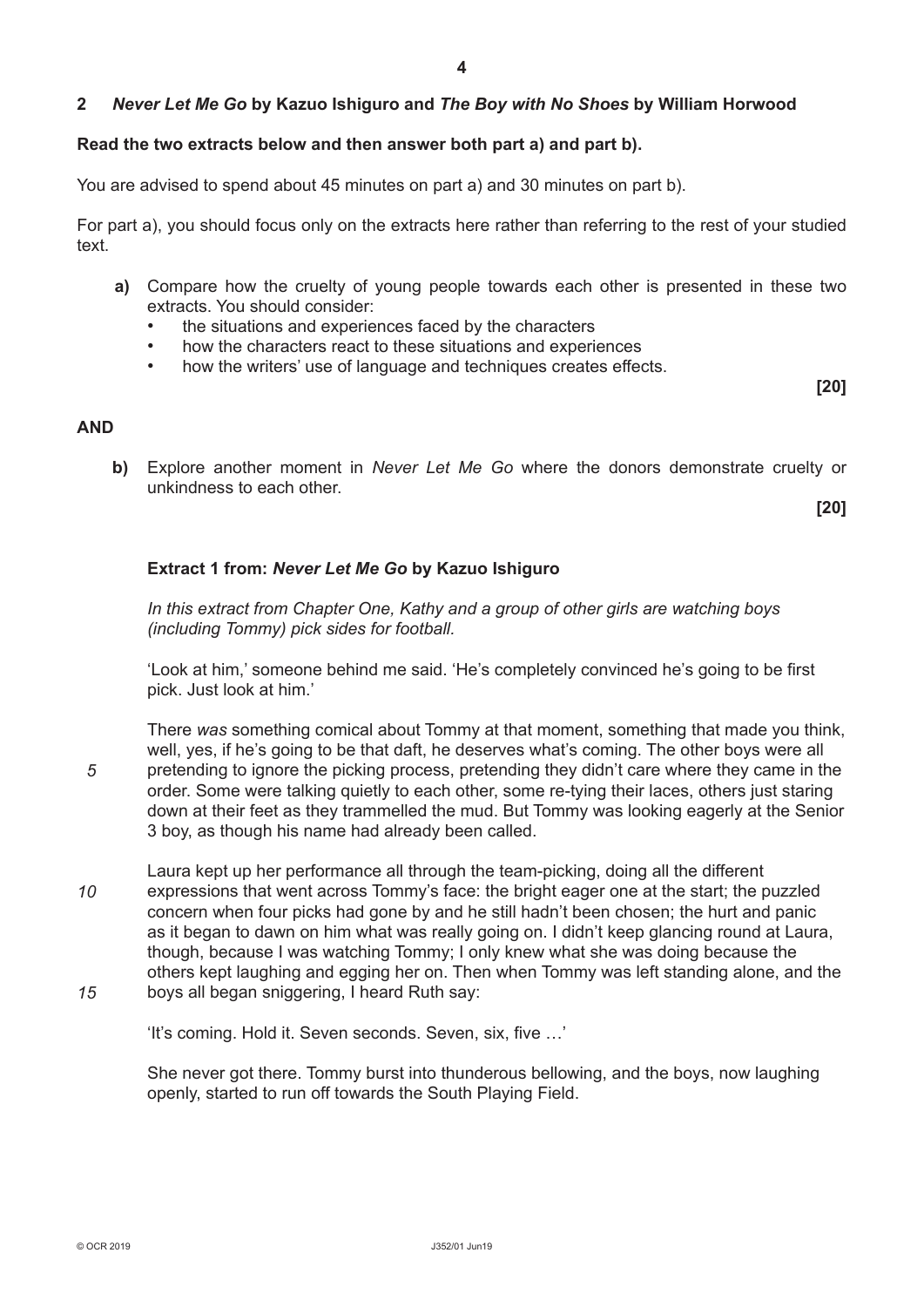## 2 *Never Let Me Go* by Kazuo Ishiguro and *The Boy with No Shoes* by William Horwood

**Read the two extracts below and then answer both part a) and part b).**

You are advised to spend about 45 minutes on part a) and 30 minutes on part b).

For part a), you should focus only on the extracts here rather than referring to the rest of your studied text.

**a)** Compare how the cruelty of young people towards each other is presented in these two extracts. You should consider:

- the situations and experiences faced by the characters
- how the characters react to these situations and experiences
- how the writers' use of language and techniques creates effects.

**[20]**

**AND**

**b)** Explore another moment in *Never Let Me Go* where the donors demonstrate cruelty or unkindness to each other.

**[20]**

### Extract 1 from: *Never Let Me Go* by Kazuo Ishiguro

*In this extract from Chapter One, Kathy and a group of other girls are watching boys (including Tommy) pick sides for football.*

'Look at him,' someone behind me said. 'He's completely convinced he's going to be first pick. Just look at him.'

There *was* something comical about Tommy at that moment, something that made you think, well, yes, if he's going to be that daft, he deserves what's coming. The other boys were all pretending to ignore the picking process, pretending they didn't care where they came in the order. Some were talking quietly to each other, some re-tying their laces, others just staring down at their feet as they trammelled the mud. But Tommy was looking eagerly at the Senior 3 boy, as though his name had already been called.

Laura kept up her performance all through the team-picking, doing all the different expressions that went across Tommy's face: the bright eager one at the start; the puzzled concern when four picks had gone by and he still hadn't been chosen; the hurt and panic as it began to dawn on him what was really going on. I didn't keep glancing round at Laura, though, because I was watching Tommy; I only knew what she was doing because the others kept laughing and egging her on. Then when Tommy was left standing alone, and the boys all began sniggering, I heard Ruth say:

'It's coming. Hold it. Seven seconds. Seven, six, five …'

She never got there. Tommy burst into thunderous bellowing, and the boys, now laughing openly, started to run off towards the South Playing Field.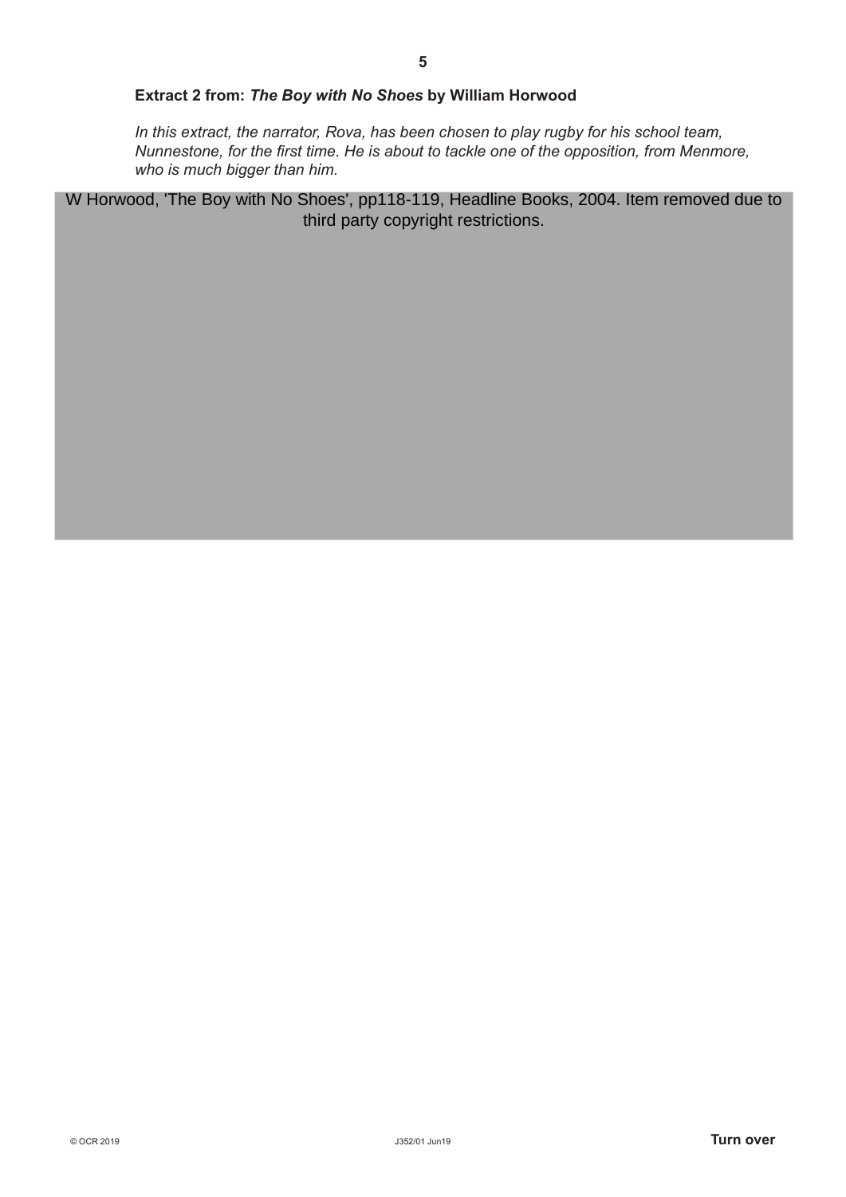**Extract 2 from:** ***The Boy with No Shoes*** **by William Horwood**

*In this extract, the narrator, Rova, has been chosen to play rugby for his school team, Nunnestone, for the first time. He is about to tackle one of the opposition, from Menmore, who is much bigger than him.*

W Horwood, 'The Boy with No Shoes', pp118-119, Headline Books, 2004. Item removed due to third party copyright restrictions.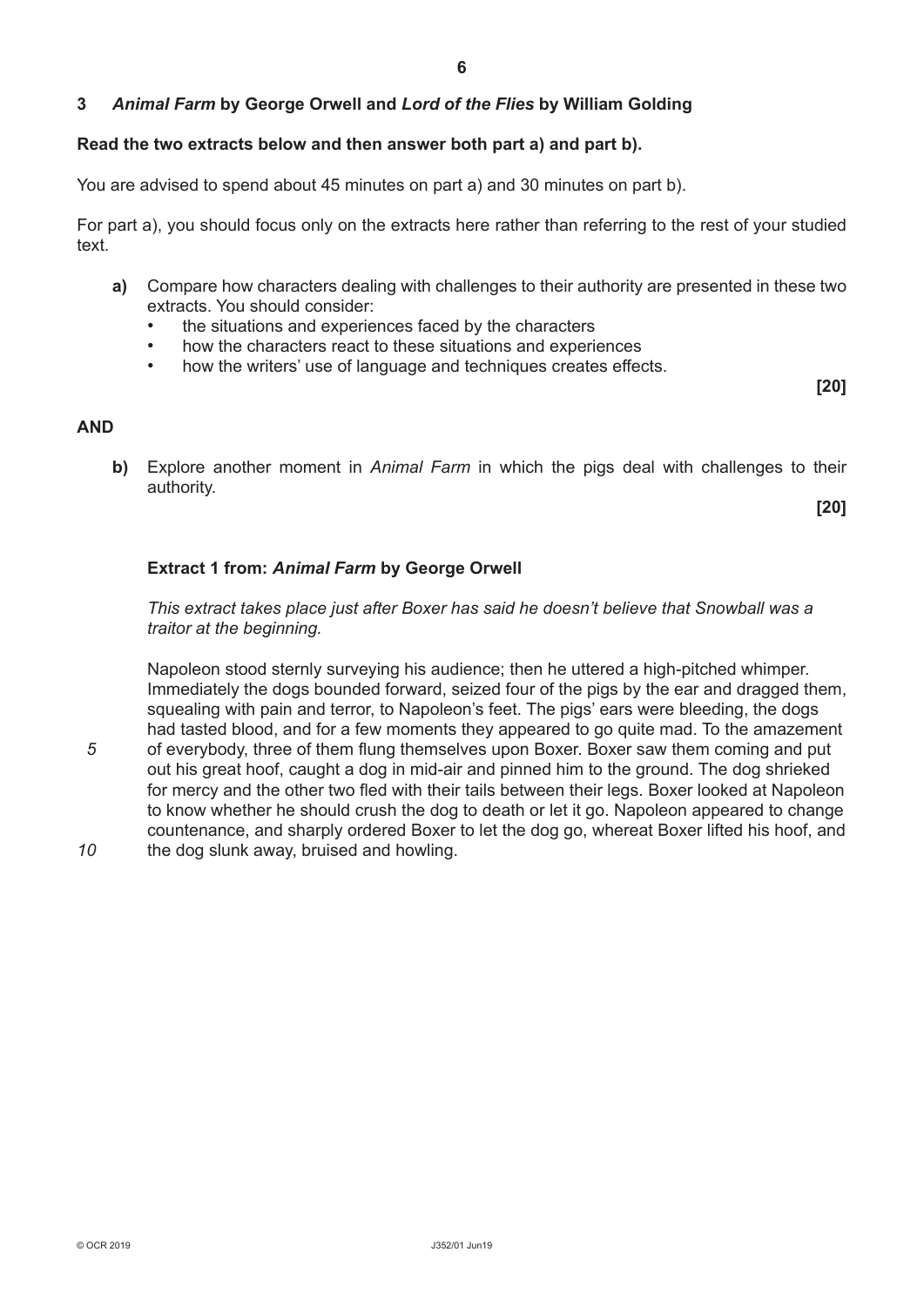**3** ***Animal Farm* by George Orwell and *Lord of the Flies* by William Golding**

**Read the two extracts below and then answer both part a) and part b).**

You are advised to spend about 45 minutes on part a) and 30 minutes on part b).

For part a), you should focus only on the extracts here rather than referring to the rest of your studied text.

**a)** Compare how characters dealing with challenges to their authority are presented in these two extracts. You should consider:

- the situations and experiences faced by the characters
- how the characters react to these situations and experiences
- how the writers' use of language and techniques creates effects.

**[20]**

**AND**

**b)** Explore another moment in *Animal Farm* in which the pigs deal with challenges to their authority.

**[20]**

### Extract 1 from: *Animal Farm* by George Orwell

*This extract takes place just after Boxer has said he doesn't believe that Snowball was a traitor at the beginning.*

Napoleon stood sternly surveying his audience; then he uttered a high-pitched whimper. Immediately the dogs bounded forward, seized four of the pigs by the ear and dragged them, squealing with pain and terror, to Napoleon's feet. The pigs' ears were bleeding, the dogs had tasted blood, and for a few moments they appeared to go quite mad. To the amazement of everybody, three of them flung themselves upon Boxer. Boxer saw them coming and put out his great hoof, caught a dog in mid-air and pinned him to the ground. The dog shrieked for mercy and the other two fled with their tails between their legs. Boxer looked at Napoleon to know whether he should crush the dog to death or let it go. Napoleon appeared to change countenance, and sharply ordered Boxer to let the dog go, whereat Boxer lifted his hoof, and the dog slunk away, bruised and howling.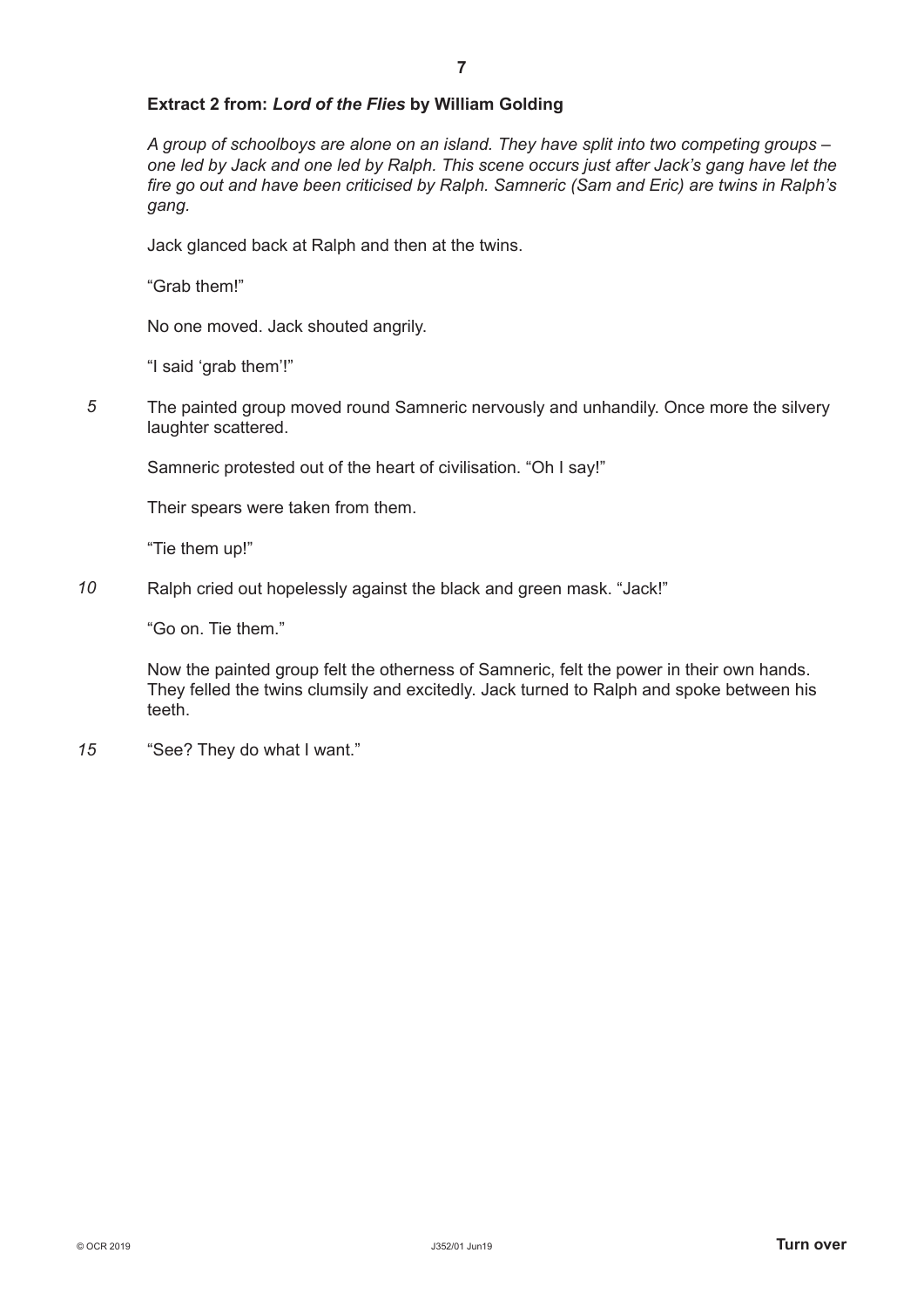**Extract 2 from: *Lord of the Flies* by William Golding**

*A group of schoolboys are alone on an island. They have split into two competing groups – one led by Jack and one led by Ralph. This scene occurs just after Jack's gang have let the fire go out and have been criticised by Ralph. Samneric (Sam and Eric) are twins in Ralph's gang.*

Jack glanced back at Ralph and then at the twins.

"Grab them!"

No one moved. Jack shouted angrily.

"I said 'grab them'!"

*5* The painted group moved round Samneric nervously and unhandily. Once more the silvery laughter scattered.

Samneric protested out of the heart of civilisation. "Oh I say!"

Their spears were taken from them.

"Tie them up!"

*10* Ralph cried out hopelessly against the black and green mask. "Jack!"

"Go on. Tie them."

Now the painted group felt the otherness of Samneric, felt the power in their own hands. They felled the twins clumsily and excitedly. Jack turned to Ralph and spoke between his teeth.

*15* "See? They do what I want."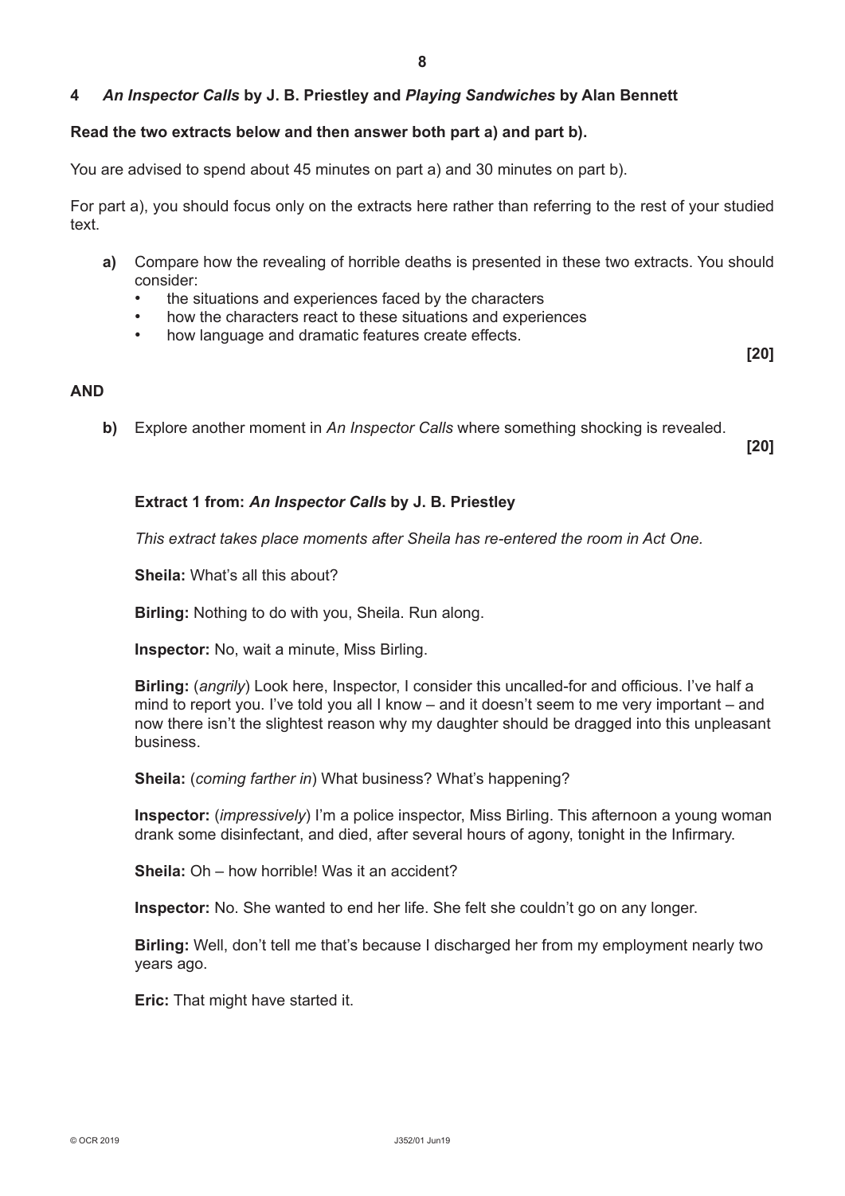## 4 *An Inspector Calls* by J. B. Priestley and *Playing Sandwiches* by Alan Bennett

**Read the two extracts below and then answer both part a) and part b).**

You are advised to spend about 45 minutes on part a) and 30 minutes on part b).

For part a), you should focus only on the extracts here rather than referring to the rest of your studied text.

**a)** Compare how the revealing of horrible deaths is presented in these two extracts. You should consider:

- the situations and experiences faced by the characters
- how the characters react to these situations and experiences
- how language and dramatic features create effects.

**[20]**

**AND**

**b)** Explore another moment in *An Inspector Calls* where something shocking is revealed.

**[20]**

### Extract 1 from: *An Inspector Calls* by J. B. Priestley

*This extract takes place moments after Sheila has re-entered the room in Act One.*

**Sheila:** What's all this about?

**Birling:** Nothing to do with you, Sheila. Run along.

**Inspector:** No, wait a minute, Miss Birling.

**Birling:** (*angrily*) Look here, Inspector, I consider this uncalled-for and officious. I've half a mind to report you. I've told you all I know – and it doesn't seem to me very important – and now there isn't the slightest reason why my daughter should be dragged into this unpleasant business.

**Sheila:** (*coming farther in*) What business? What's happening?

**Inspector:** (*impressively*) I'm a police inspector, Miss Birling. This afternoon a young woman drank some disinfectant, and died, after several hours of agony, tonight in the Infirmary.

**Sheila:** Oh – how horrible! Was it an accident?

**Inspector:** No. She wanted to end her life. She felt she couldn't go on any longer.

**Birling:** Well, don't tell me that's because I discharged her from my employment nearly two years ago.

**Eric:** That might have started it.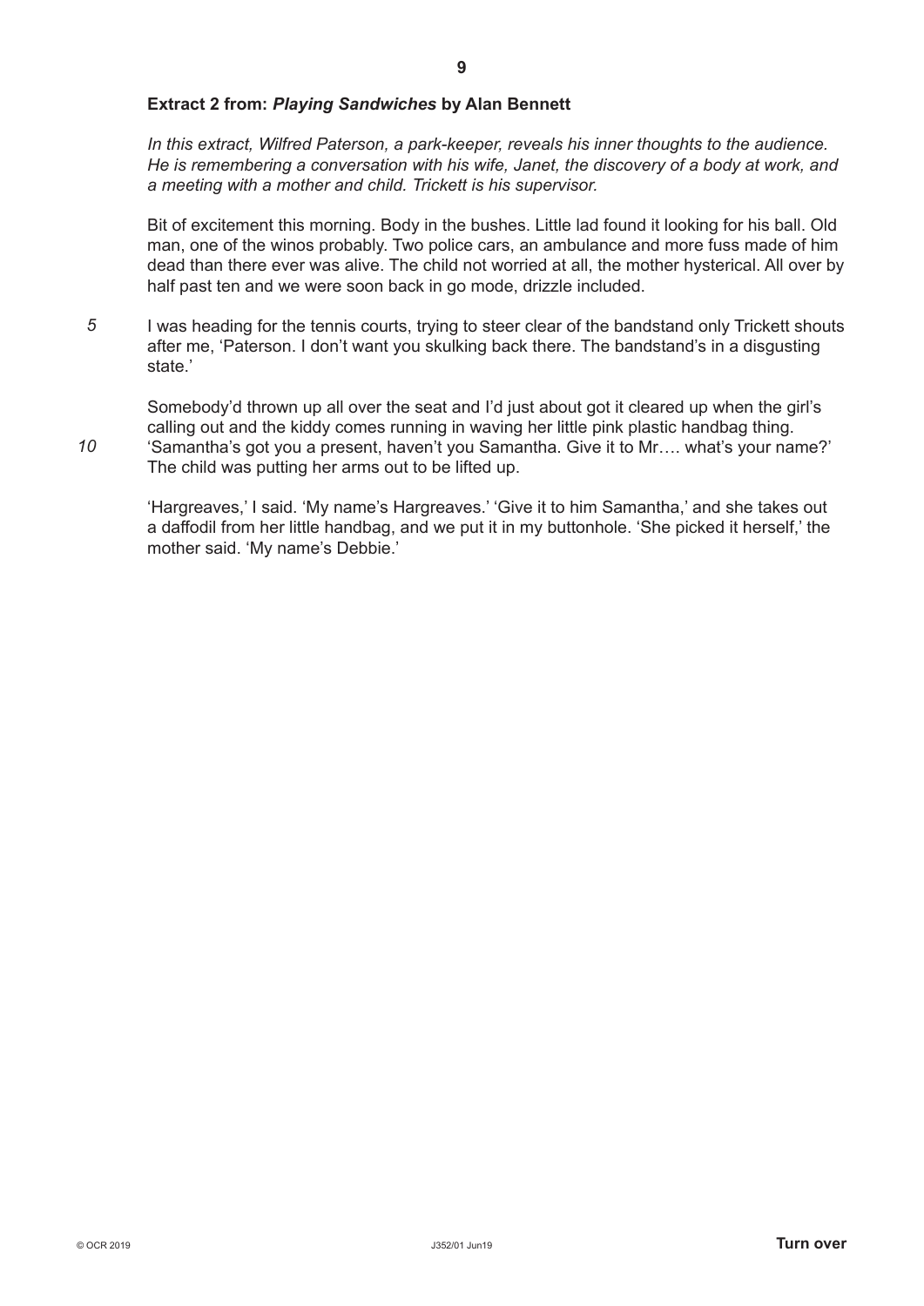**Extract 2 from: *Playing Sandwiches* by Alan Bennett**

*In this extract, Wilfred Paterson, a park-keeper, reveals his inner thoughts to the audience. He is remembering a conversation with his wife, Janet, the discovery of a body at work, and a meeting with a mother and child. Trickett is his supervisor.*

Bit of excitement this morning. Body in the bushes. Little lad found it looking for his ball. Old man, one of the winos probably. Two police cars, an ambulance and more fuss made of him dead than there ever was alive. The child not worried at all, the mother hysterical. All over by half past ten and we were soon back in go mode, drizzle included.

I was heading for the tennis courts, trying to steer clear of the bandstand only Trickett shouts after me, 'Paterson. I don't want you skulking back there. The bandstand's in a disgusting state.' *5*

Somebody'd thrown up all over the seat and I'd just about got it cleared up when the girl's calling out and the kiddy comes running in waving her little pink plastic handbag thing. 'Samantha's got you a present, haven't you Samantha. Give it to Mr…. what's your name?' The child was putting her arms out to be lifted up. *10*

'Hargreaves,' I said. 'My name's Hargreaves.' 'Give it to him Samantha,' and she takes out a daffodil from her little handbag, and we put it in my buttonhole. 'She picked it herself,' the mother said. 'My name's Debbie.'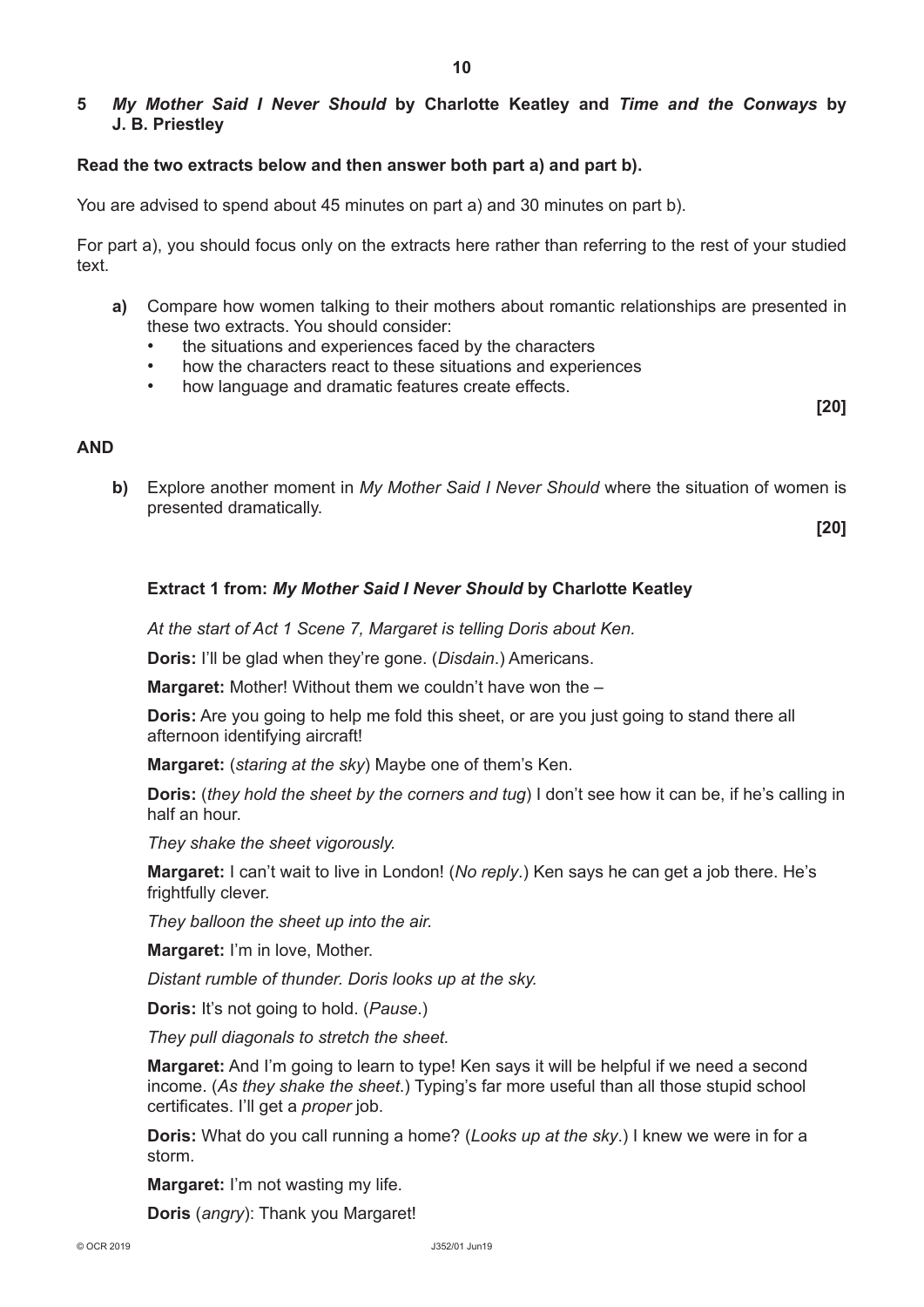## 5 *My Mother Said I Never Should* by Charlotte Keatley and *Time and the Conways* by J. B. Priestley

**Read the two extracts below and then answer both part a) and part b).**

You are advised to spend about 45 minutes on part a) and 30 minutes on part b).

For part a), you should focus only on the extracts here rather than referring to the rest of your studied text.

**a)** Compare how women talking to their mothers about romantic relationships are presented in these two extracts. You should consider:

- the situations and experiences faced by the characters
- how the characters react to these situations and experiences
- how language and dramatic features create effects.

**[20]**

**AND**

**b)** Explore another moment in *My Mother Said I Never Should* where the situation of women is presented dramatically.

**[20]**

### Extract 1 from: *My Mother Said I Never Should* by Charlotte Keatley

*At the start of Act 1 Scene 7, Margaret is telling Doris about Ken.*

**Doris:** I'll be glad when they're gone. (*Disdain*.) Americans.

**Margaret:** Mother! Without them we couldn't have won the –

**Doris:** Are you going to help me fold this sheet, or are you just going to stand there all afternoon identifying aircraft!

**Margaret:** (*staring at the sky*) Maybe one of them's Ken.

**Doris:** (*they hold the sheet by the corners and tug*) I don't see how it can be, if he's calling in half an hour.

*They shake the sheet vigorously.*

**Margaret:** I can't wait to live in London! (*No reply*.) Ken says he can get a job there. He's frightfully clever.

*They balloon the sheet up into the air.*

**Margaret:** I'm in love, Mother.

*Distant rumble of thunder. Doris looks up at the sky.*

**Doris:** It's not going to hold. (*Pause*.)

*They pull diagonals to stretch the sheet.*

**Margaret:** And I'm going to learn to type! Ken says it will be helpful if we need a second income. (*As they shake the sheet*.) Typing's far more useful than all those stupid school certificates. I'll get a *proper* job.

**Doris:** What do you call running a home? (*Looks up at the sky*.) I knew we were in for a storm.

**Margaret:** I'm not wasting my life.

**Doris** (*angry*): Thank you Margaret!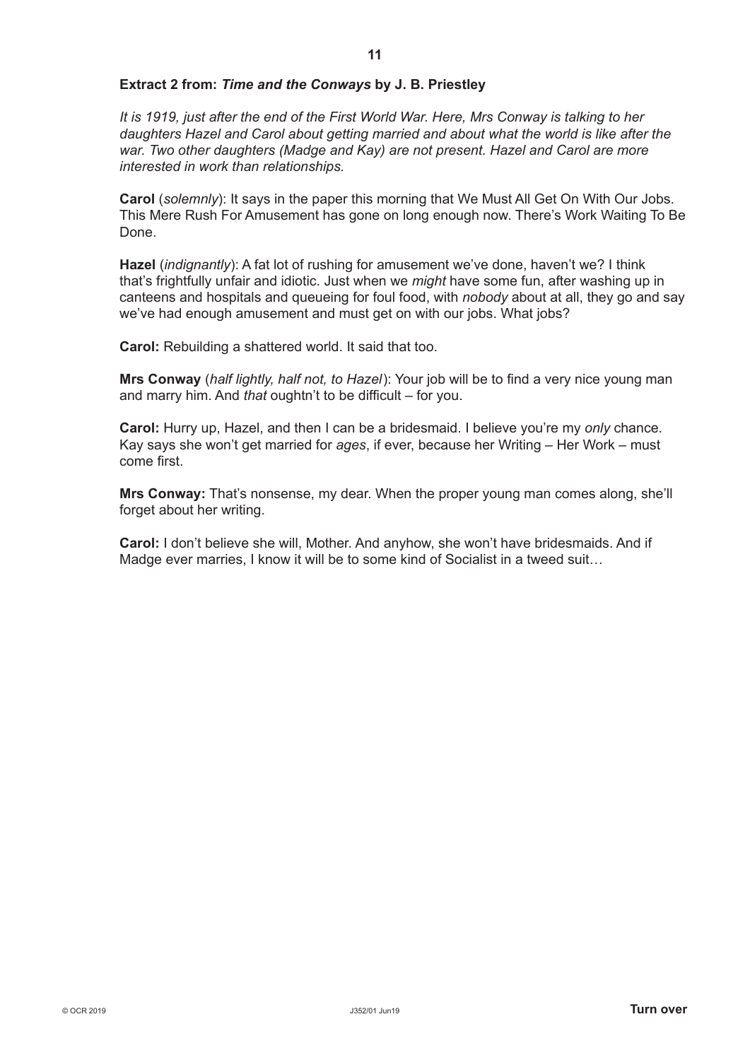**Extract 2 from: *Time and the Conways* by J. B. Priestley**

*It is 1919, just after the end of the First World War. Here, Mrs Conway is talking to her daughters Hazel and Carol about getting married and about what the world is like after the war. Two other daughters (Madge and Kay) are not present. Hazel and Carol are more interested in work than relationships.*

**Carol** (*solemnly*): It says in the paper this morning that We Must All Get On With Our Jobs. This Mere Rush For Amusement has gone on long enough now. There's Work Waiting To Be Done.

**Hazel** (*indignantly*): A fat lot of rushing for amusement we've done, haven't we? I think that's frightfully unfair and idiotic. Just when we *might* have some fun, after washing up in canteens and hospitals and queueing for foul food, with *nobody* about at all, they go and say we've had enough amusement and must get on with our jobs. What jobs?

**Carol:** Rebuilding a shattered world. It said that too.

**Mrs Conway** (*half lightly, half not, to Hazel*): Your job will be to find a very nice young man and marry him. And *that* oughtn't to be difficult – for you.

**Carol:** Hurry up, Hazel, and then I can be a bridesmaid. I believe you're my *only* chance. Kay says she won't get married for *ages*, if ever, because her Writing – Her Work – must come first.

**Mrs Conway:** That's nonsense, my dear. When the proper young man comes along, she'll forget about her writing.

**Carol:** I don't believe she will, Mother. And anyhow, she won't have bridesmaids. And if Madge ever marries, I know it will be to some kind of Socialist in a tweed suit…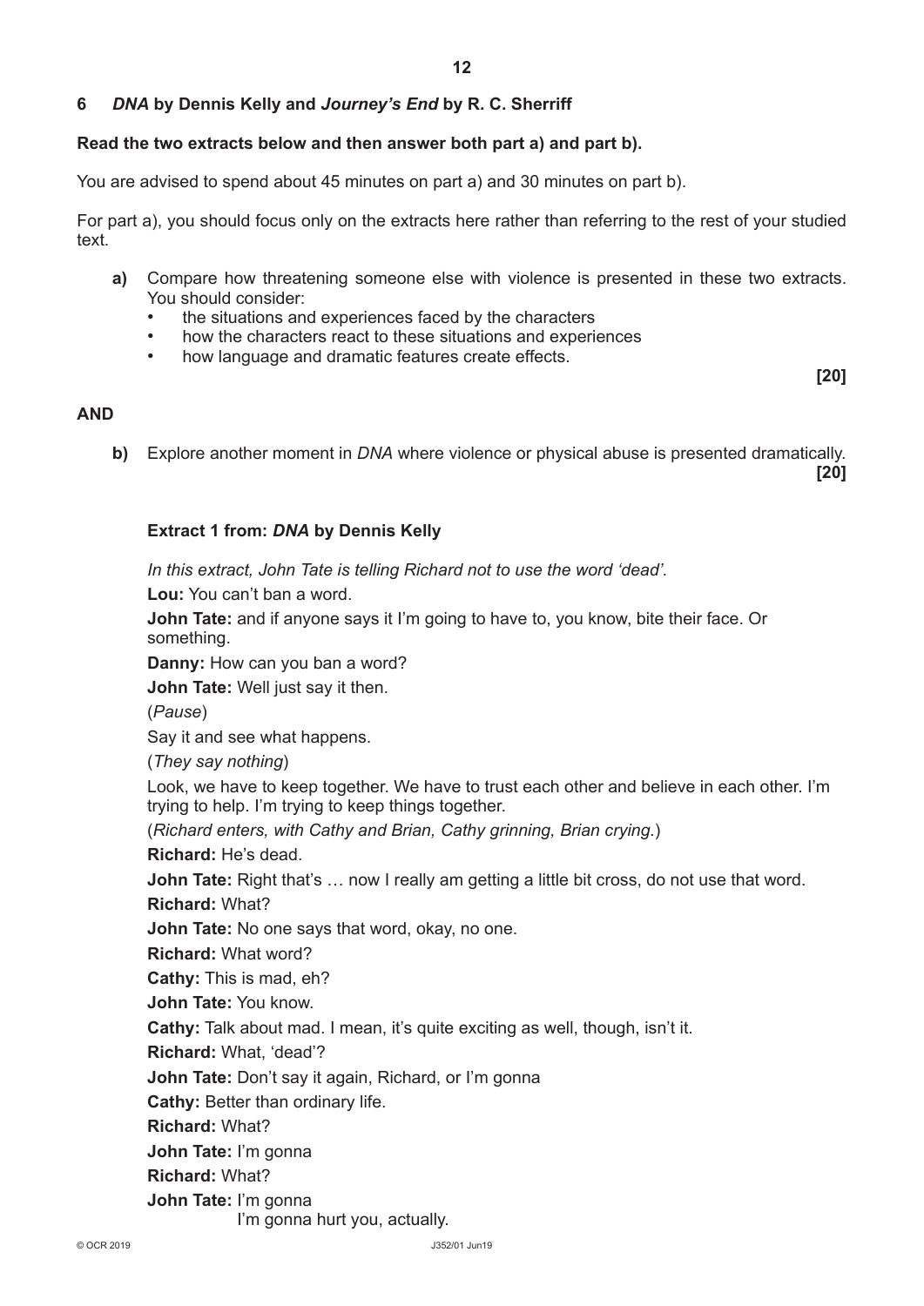## 6 *DNA* by Dennis Kelly and *Journey's End* by R. C. Sherriff

**Read the two extracts below and then answer both part a) and part b).**

You are advised to spend about 45 minutes on part a) and 30 minutes on part b).

For part a), you should focus only on the extracts here rather than referring to the rest of your studied text.

**a)** Compare how threatening someone else with violence is presented in these two extracts. You should consider:

- the situations and experiences faced by the characters
- how the characters react to these situations and experiences
- how language and dramatic features create effects.

**[20]**

**AND**

**b)** Explore another moment in *DNA* where violence or physical abuse is presented dramatically.

**[20]**

### Extract 1 from: *DNA* by Dennis Kelly

*In this extract, John Tate is telling Richard not to use the word 'dead'.*

**Lou:** You can't ban a word.

**John Tate:** and if anyone says it I'm going to have to, you know, bite their face. Or something.

**Danny:** How can you ban a word?

**John Tate:** Well just say it then.

(*Pause*)

Say it and see what happens.

(*They say nothing*)

Look, we have to keep together. We have to trust each other and believe in each other. I'm trying to help. I'm trying to keep things together.

(*Richard enters, with Cathy and Brian, Cathy grinning, Brian crying.*)

**Richard:** He's dead.

**John Tate:** Right that's … now I really am getting a little bit cross, do not use that word.

**Richard:** What?

**John Tate:** No one says that word, okay, no one.

**Richard:** What word?

**Cathy:** This is mad, eh?

**John Tate:** You know.

**Cathy:** Talk about mad. I mean, it's quite exciting as well, though, isn't it.

**Richard:** What, 'dead'?

**John Tate:** Don't say it again, Richard, or I'm gonna

**Cathy:** Better than ordinary life.

**Richard:** What?

**John Tate:** I'm gonna

**Richard:** What?

**John Tate:** I'm gonna
I'm gonna hurt you, actually.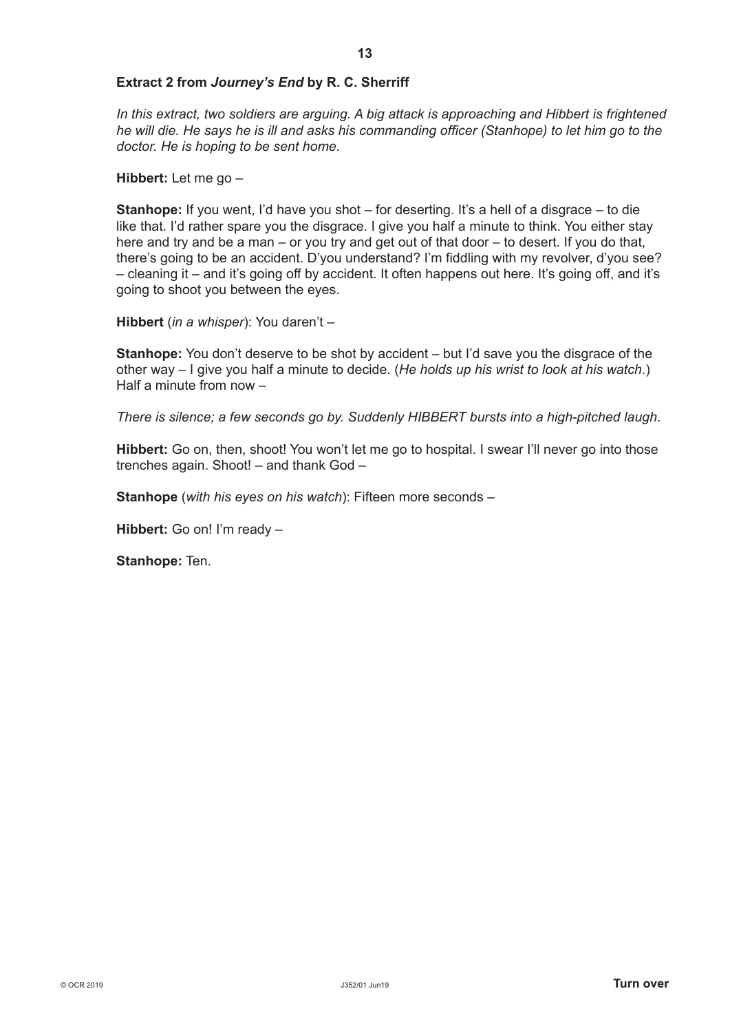**Extract 2 from *Journey's End* by R. C. Sherriff**

*In this extract, two soldiers are arguing. A big attack is approaching and Hibbert is frightened he will die. He says he is ill and asks his commanding officer (Stanhope) to let him go to the doctor. He is hoping to be sent home.*

**Hibbert:** Let me go –

**Stanhope:** If you went, I'd have you shot – for deserting. It's a hell of a disgrace – to die like that. I'd rather spare you the disgrace. I give you half a minute to think. You either stay here and try and be a man – or you try and get out of that door – to desert. If you do that, there's going to be an accident. D'you understand? I'm fiddling with my revolver, d'you see? – cleaning it – and it's going off by accident. It often happens out here. It's going off, and it's going to shoot you between the eyes.

**Hibbert** (*in a whisper*): You daren't –

**Stanhope:** You don't deserve to be shot by accident – but I'd save you the disgrace of the other way – I give you half a minute to decide. (*He holds up his wrist to look at his watch*.) Half a minute from now –

*There is silence; a few seconds go by. Suddenly HIBBERT bursts into a high-pitched laugh*.

**Hibbert:** Go on, then, shoot! You won't let me go to hospital. I swear I'll never go into those trenches again. Shoot! – and thank God –

**Stanhope** (*with his eyes on his watch*): Fifteen more seconds –

**Hibbert:** Go on! I'm ready –

**Stanhope:** Ten.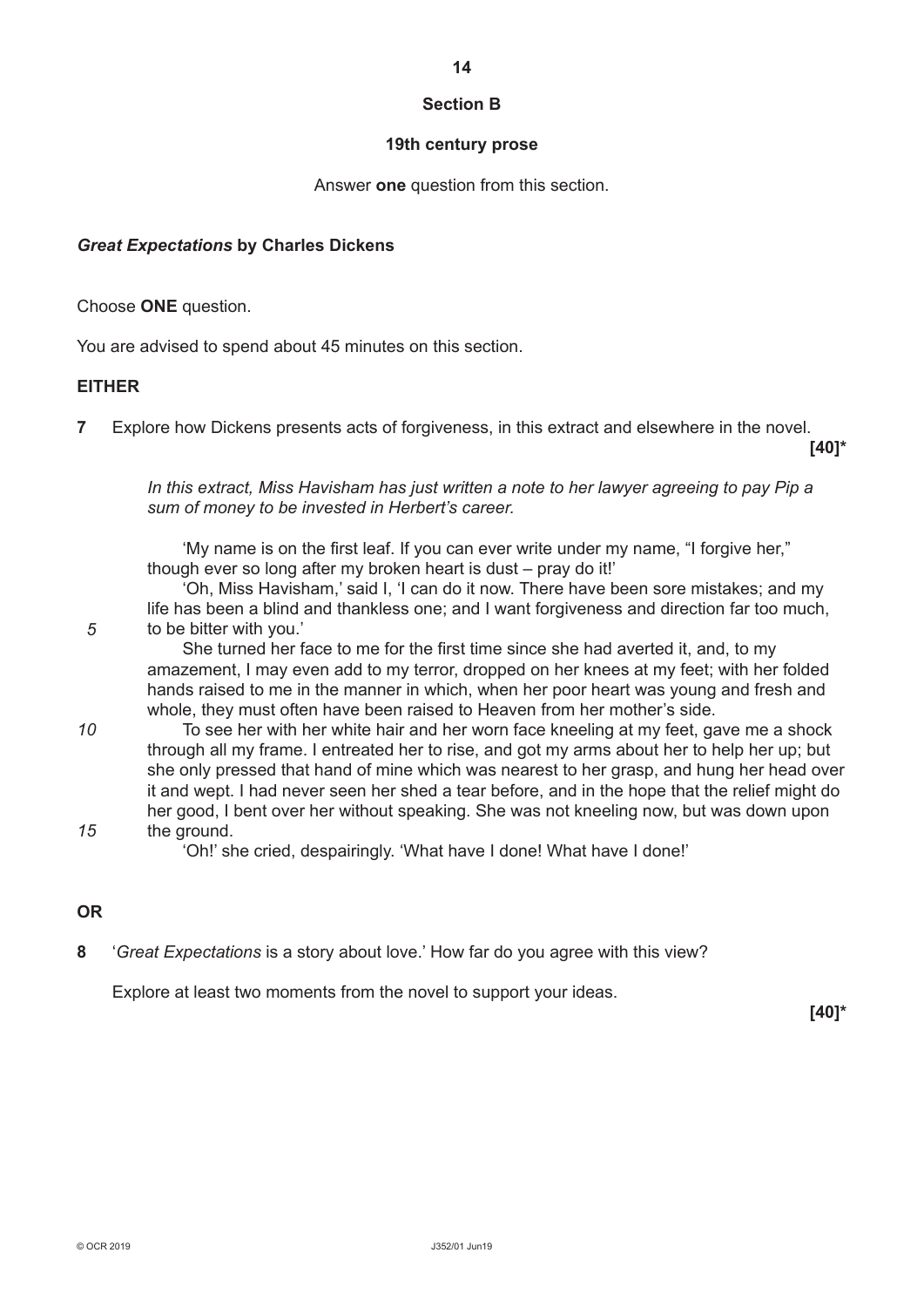## Section B

### 19th century prose

Answer **one** question from this section.

***Great Expectations* by Charles Dickens**

Choose **ONE** question.

You are advised to spend about 45 minutes on this section.

**EITHER**

**7** Explore how Dickens presents acts of forgiveness, in this extract and elsewhere in the novel. **[40]***

*In this extract, Miss Havisham has just written a note to her lawyer agreeing to pay Pip a sum of money to be invested in Herbert's career.*

'My name is on the first leaf. If you can ever write under my name, "I forgive her," though ever so long after my broken heart is dust – pray do it!'

'Oh, Miss Havisham,' said I, 'I can do it now. There have been sore mistakes; and my life has been a blind and thankless one; and I want forgiveness and direction far too much, to be bitter with you.' *5*

She turned her face to me for the first time since she had averted it, and, to my amazement, I may even add to my terror, dropped on her knees at my feet; with her folded hands raised to me in the manner in which, when her poor heart was young and fresh and whole, they must often have been raised to Heaven from her mother's side.

*10* To see her with her white hair and her worn face kneeling at my feet, gave me a shock through all my frame. I entreated her to rise, and got my arms about her to help her up; but she only pressed that hand of mine which was nearest to her grasp, and hung her head over it and wept. I had never seen her shed a tear before, and in the hope that the relief might do her good, I bent over her without speaking. She was not kneeling now, but was down upon the ground. *15*

'Oh!' she cried, despairingly. 'What have I done! What have I done!'

**OR**

**8** '*Great Expectations* is a story about love.' How far do you agree with this view?

Explore at least two moments from the novel to support your ideas. **[40]***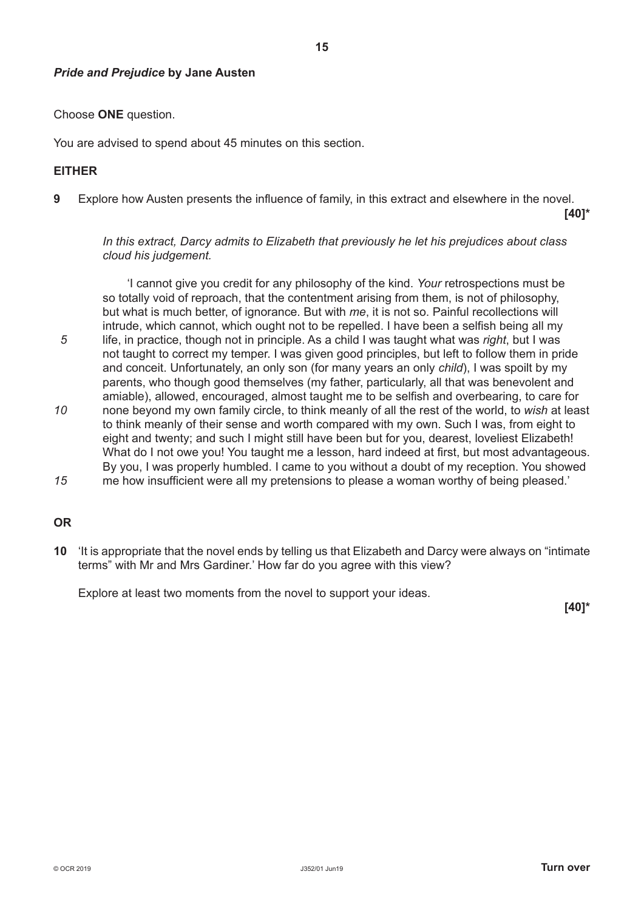***Pride and Prejudice* by Jane Austen**

Choose **ONE** question.

You are advised to spend about 45 minutes on this section.

**EITHER**

**9** Explore how Austen presents the influence of family, in this extract and elsewhere in the novel. **[40]***

*In this extract, Darcy admits to Elizabeth that previously he let his prejudices about class cloud his judgement.*

'I cannot give you credit for any philosophy of the kind. *Your* retrospections must be so totally void of reproach, that the contentment arising from them, is not of philosophy, but what is much better, of ignorance. But with *me*, it is not so. Painful recollections will intrude, which cannot, which ought not to be repelled. I have been a selfish being all my life, in practice, though not in principle. As a child I was taught what was *right*, but I was not taught to correct my temper. I was given good principles, but left to follow them in pride and conceit. Unfortunately, an only son (for many years an only *child*), I was spoilt by my parents, who though good themselves (my father, particularly, all that was benevolent and amiable), allowed, encouraged, almost taught me to be selfish and overbearing, to care for none beyond my own family circle, to think meanly of all the rest of the world, to *wish* at least to think meanly of their sense and worth compared with my own. Such I was, from eight to eight and twenty; and such I might still have been but for you, dearest, loveliest Elizabeth! What do I not owe you! You taught me a lesson, hard indeed at first, but most advantageous. By you, I was properly humbled. I came to you without a doubt of my reception. You showed me how insufficient were all my pretensions to please a woman worthy of being pleased.'

**OR**

**10** 'It is appropriate that the novel ends by telling us that Elizabeth and Darcy were always on "intimate terms" with Mr and Mrs Gardiner.' How far do you agree with this view?

Explore at least two moments from the novel to support your ideas.

**[40]***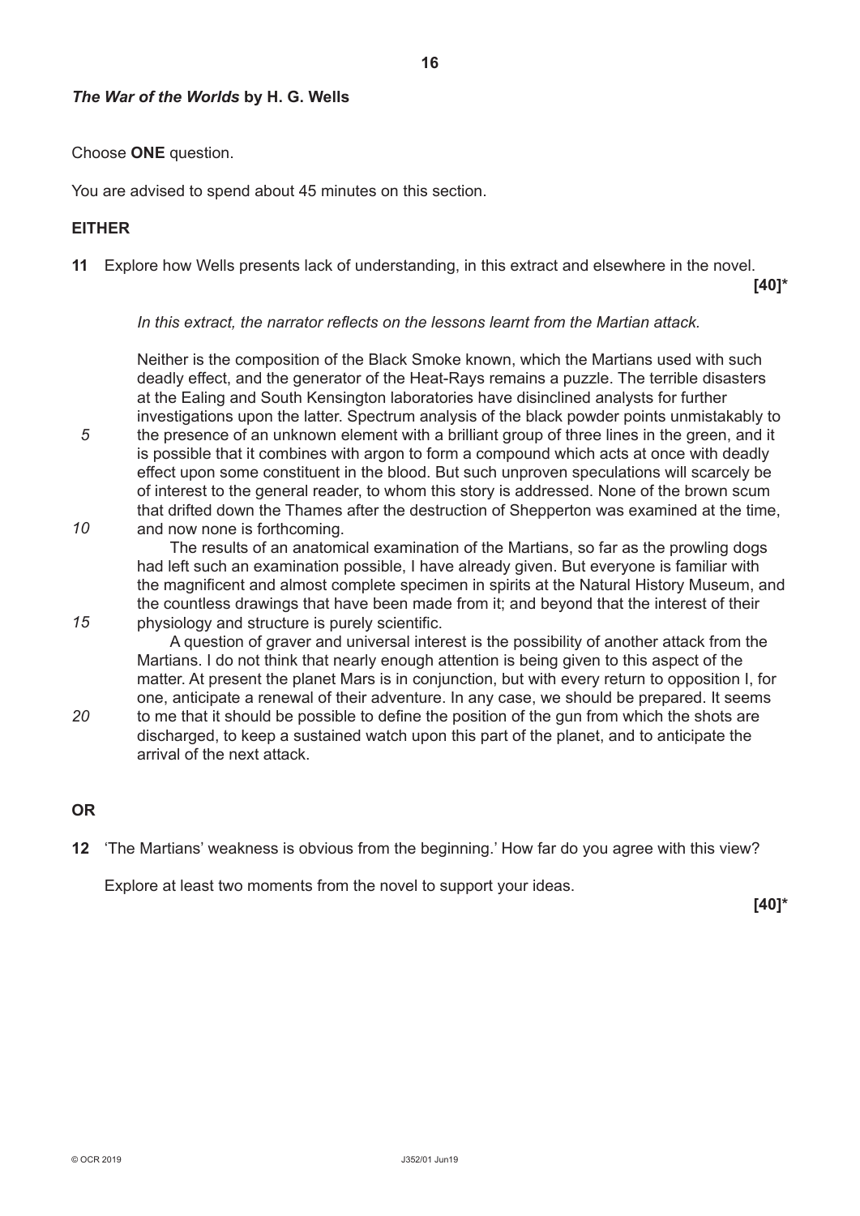***The War of the Worlds* by H. G. Wells**

Choose **ONE** question.

You are advised to spend about 45 minutes on this section.

**EITHER**

**11** Explore how Wells presents lack of understanding, in this extract and elsewhere in the novel. **[40]***

*In this extract, the narrator reflects on the lessons learnt from the Martian attack.*

Neither is the composition of the Black Smoke known, which the Martians used with such deadly effect, and the generator of the Heat-Rays remains a puzzle. The terrible disasters at the Ealing and South Kensington laboratories have disinclined analysts for further investigations upon the latter. Spectrum analysis of the black powder points unmistakably to the presence of an unknown element with a brilliant group of three lines in the green, and it is possible that it combines with argon to form a compound which acts at once with deadly effect upon some constituent in the blood. But such unproven speculations will scarcely be of interest to the general reader, to whom this story is addressed. None of the brown scum that drifted down the Thames after the destruction of Shepperton was examined at the time, and now none is forthcoming.

The results of an anatomical examination of the Martians, so far as the prowling dogs had left such an examination possible, I have already given. But everyone is familiar with the magnificent and almost complete specimen in spirits at the Natural History Museum, and the countless drawings that have been made from it; and beyond that the interest of their physiology and structure is purely scientific.

A question of graver and universal interest is the possibility of another attack from the Martians. I do not think that nearly enough attention is being given to this aspect of the matter. At present the planet Mars is in conjunction, but with every return to opposition I, for one, anticipate a renewal of their adventure. In any case, we should be prepared. It seems to me that it should be possible to define the position of the gun from which the shots are discharged, to keep a sustained watch upon this part of the planet, and to anticipate the arrival of the next attack.

**OR**

**12** 'The Martians' weakness is obvious from the beginning.' How far do you agree with this view?

Explore at least two moments from the novel to support your ideas. **[40]***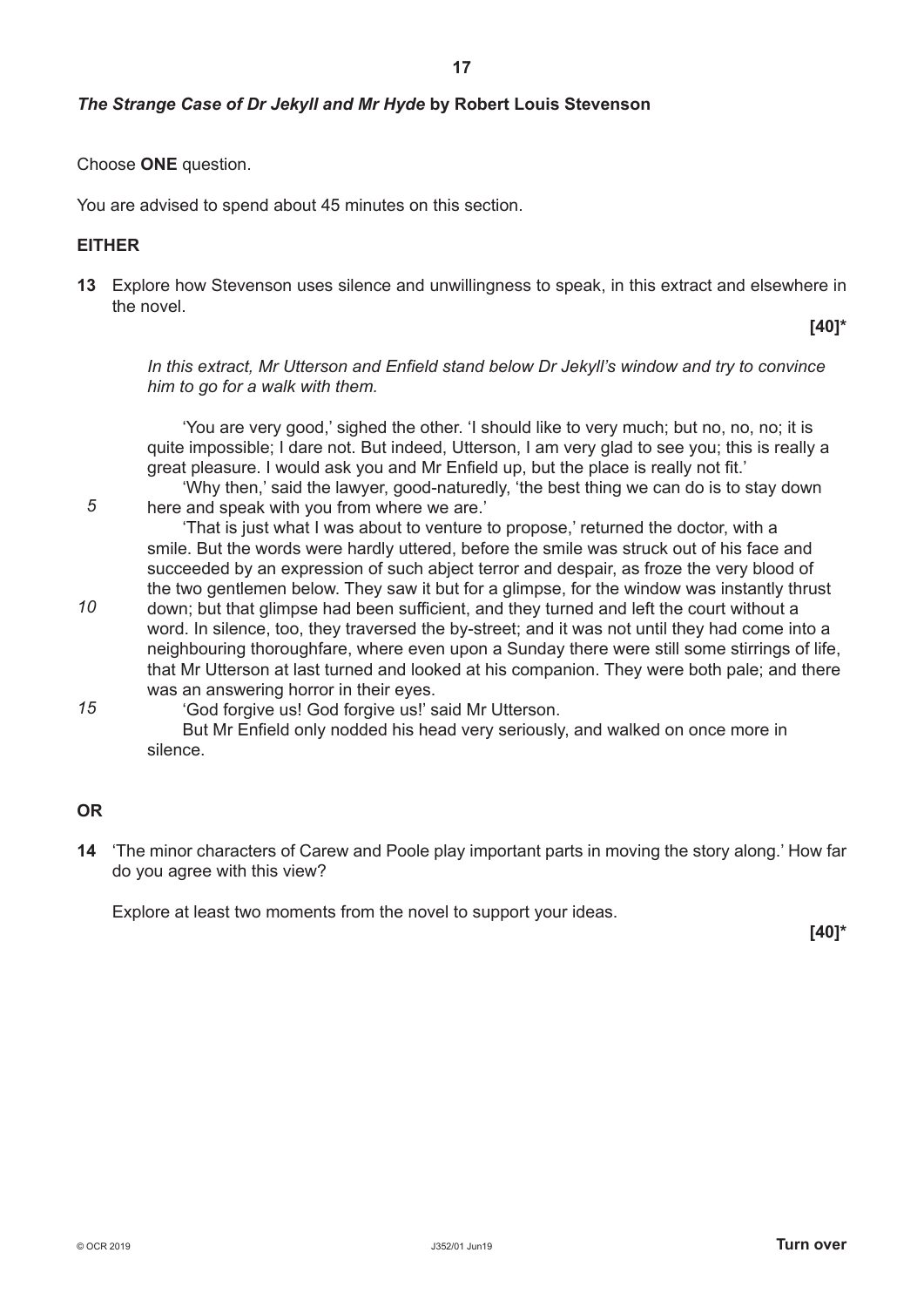## *The Strange Case of Dr Jekyll and Mr Hyde* by Robert Louis Stevenson

Choose **ONE** question.

You are advised to spend about 45 minutes on this section.

**EITHER**

**13** Explore how Stevenson uses silence and unwillingness to speak, in this extract and elsewhere in the novel.

**[40]***

*In this extract, Mr Utterson and Enfield stand below Dr Jekyll's window and try to convince him to go for a walk with them.*

'You are very good,' sighed the other. 'I should like to very much; but no, no, no; it is quite impossible; I dare not. But indeed, Utterson, I am very glad to see you; this is really a great pleasure. I would ask you and Mr Enfield up, but the place is really not fit.'

'Why then,' said the lawyer, good-naturedly, 'the best thing we can do is to stay down here and speak with you from where we are.'

'That is just what I was about to venture to propose,' returned the doctor, with a smile. But the words were hardly uttered, before the smile was struck out of his face and succeeded by an expression of such abject terror and despair, as froze the very blood of the two gentlemen below. They saw it but for a glimpse, for the window was instantly thrust down; but that glimpse had been sufficient, and they turned and left the court without a word. In silence, too, they traversed the by-street; and it was not until they had come into a neighbouring thoroughfare, where even upon a Sunday there were still some stirrings of life, that Mr Utterson at last turned and looked at his companion. They were both pale; and there was an answering horror in their eyes.

'God forgive us! God forgive us!' said Mr Utterson.

But Mr Enfield only nodded his head very seriously, and walked on once more in silence.

**OR**

**14** 'The minor characters of Carew and Poole play important parts in moving the story along.' How far do you agree with this view?

Explore at least two moments from the novel to support your ideas.

**[40]***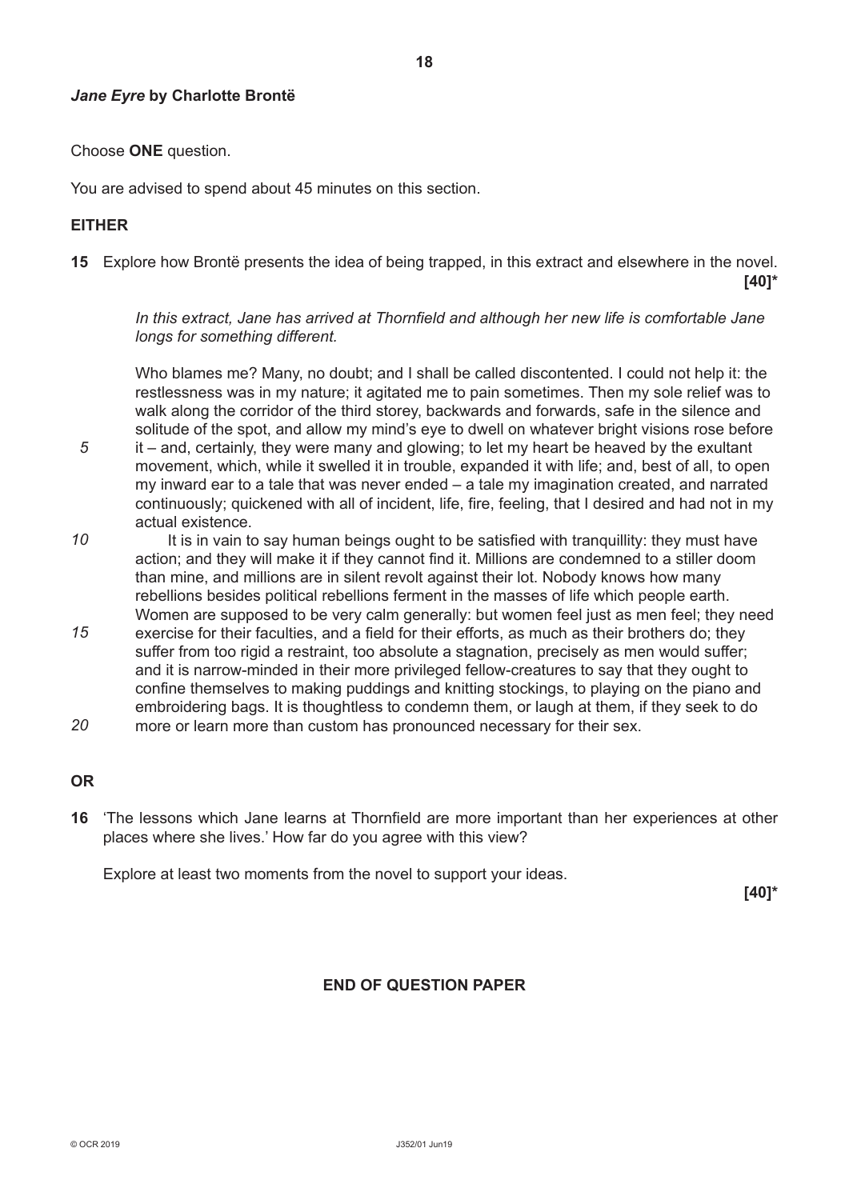## *Jane Eyre* by Charlotte Brontë

Choose **ONE** question.

You are advised to spend about 45 minutes on this section.

**EITHER**

**15** Explore how Brontë presents the idea of being trapped, in this extract and elsewhere in the novel. **[40]***

*In this extract, Jane has arrived at Thornfield and although her new life is comfortable Jane longs for something different.*

Who blames me? Many, no doubt; and I shall be called discontented. I could not help it: the restlessness was in my nature; it agitated me to pain sometimes. Then my sole relief was to walk along the corridor of the third storey, backwards and forwards, safe in the silence and solitude of the spot, and allow my mind's eye to dwell on whatever bright visions rose before it – and, certainly, they were many and glowing; to let my heart be heaved by the exultant movement, which, while it swelled it in trouble, expanded it with life; and, best of all, to open my inward ear to a tale that was never ended – a tale my imagination created, and narrated continuously; quickened with all of incident, life, fire, feeling, that I desired and had not in my actual existence.

It is in vain to say human beings ought to be satisfied with tranquillity: they must have action; and they will make it if they cannot find it. Millions are condemned to a stiller doom than mine, and millions are in silent revolt against their lot. Nobody knows how many rebellions besides political rebellions ferment in the masses of life which people earth. Women are supposed to be very calm generally: but women feel just as men feel; they need exercise for their faculties, and a field for their efforts, as much as their brothers do; they suffer from too rigid a restraint, too absolute a stagnation, precisely as men would suffer; and it is narrow-minded in their more privileged fellow-creatures to say that they ought to confine themselves to making puddings and knitting stockings, to playing on the piano and embroidering bags. It is thoughtless to condemn them, or laugh at them, if they seek to do more or learn more than custom has pronounced necessary for their sex.

**OR**

**16** 'The lessons which Jane learns at Thornfield are more important than her experiences at other places where she lives.' How far do you agree with this view?

Explore at least two moments from the novel to support your ideas.

**[40]***

**END OF QUESTION PAPER**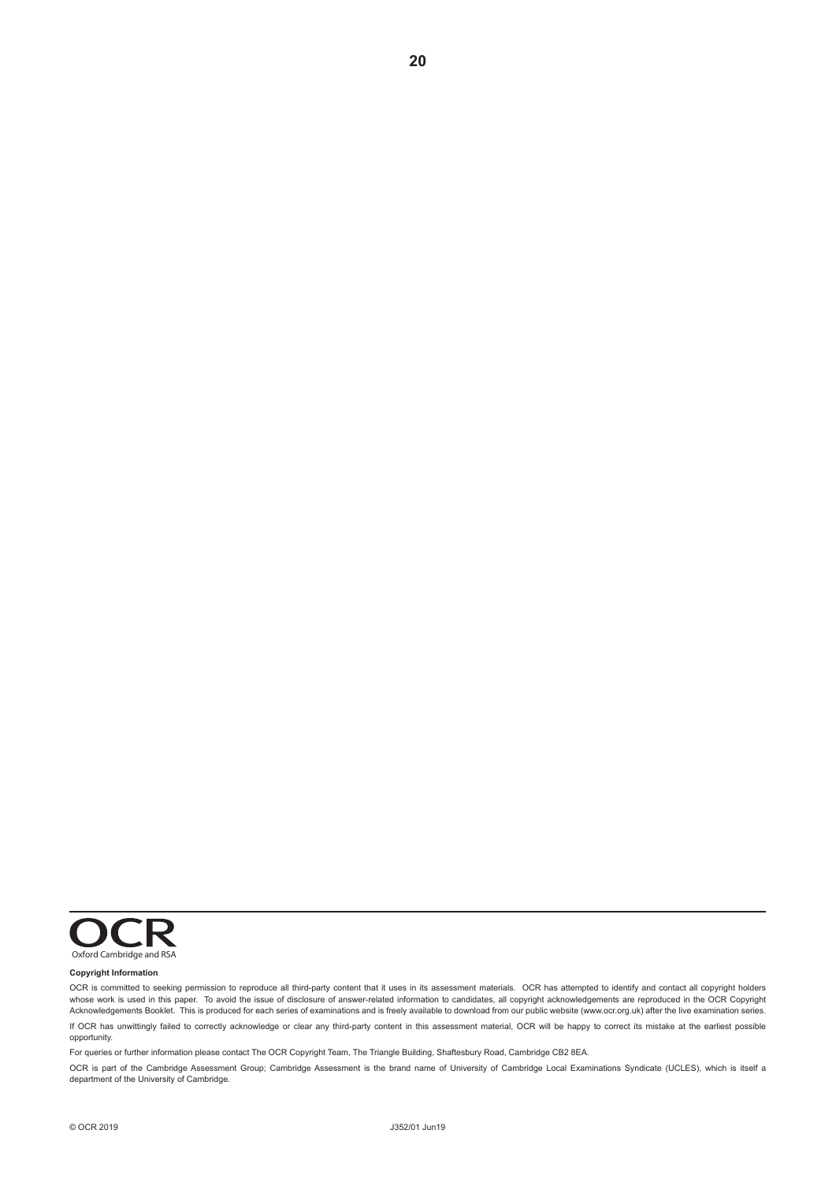OCR

Oxford Cambridge and RSA

**Copyright Information**

OCR is committed to seeking permission to reproduce all third-party content that it uses in its assessment materials. OCR has attempted to identify and contact all copyright holders whose work is used in this paper. To avoid the issue of disclosure of answer-related information to candidates, all copyright acknowledgements are reproduced in the OCR Copyright Acknowledgements Booklet. This is produced for each series of examinations and is freely available to download from our public website (www.ocr.org.uk) after the live examination series.

If OCR has unwittingly failed to correctly acknowledge or clear any third-party content in this assessment material, OCR will be happy to correct its mistake at the earliest possible opportunity.

For queries or further information please contact The OCR Copyright Team, The Triangle Building, Shaftesbury Road, Cambridge CB2 8EA.

OCR is part of the Cambridge Assessment Group; Cambridge Assessment is the brand name of University of Cambridge Local Examinations Syndicate (UCLES), which is itself a department of the University of Cambridge.